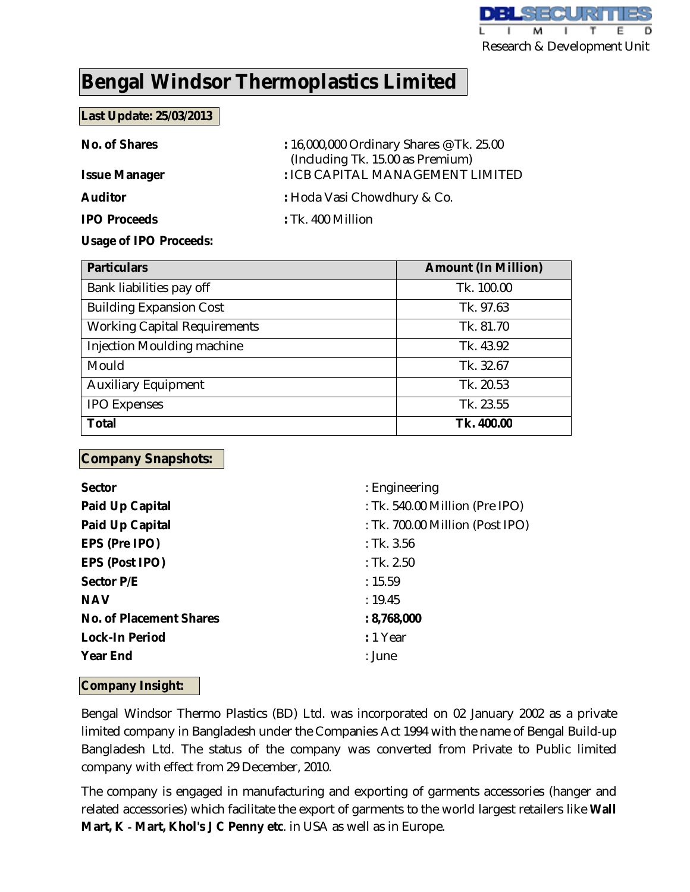# Bengal Windsor Thermoplastics Limited

**Last Update: 25/03/2013**

**No. of Shares** : 16,000,000 Ordinary Shares @Tk. 25.00 (Including Tk. 15.00 as Premium)

**Issue Manager** : ICB CAPITAL MANAGEMENT LIMITED

**Auditor** : Hoda Vasi Chowdhury & Co.

**IPO Proceeds** : Tk. 400 Million

**Usage of IPO Proceeds:**

| Particulars | Amount (In Million) |
|---|---|
| Bank liabilities pay off | Tk. 100.00 |
| Building Expansion Cost | Tk. 97.63 |
| Working Capital Requirements | Tk. 81.70 |
| Injection Moulding machine | Tk. 43.92 |
| Mould | Tk. 32.67 |
| Auxiliary Equipment | Tk. 20.53 |
| IPO Expenses | Tk. 23.55 |
| **Total** | **Tk. 400.00** |

## Company Snapshots:

**Sector** : Engineering

**Paid Up Capital** : Tk. 540.00 Million (Pre IPO)

**Paid Up Capital** : Tk. 700.00 Million (Post IPO)

**EPS (Pre IPO)** : Tk. 3.56

**EPS (Post IPO)** : Tk. 2.50

**Sector P/E** : 15.59

**NAV** : 19.45

**No. of Placement Shares** : **8,768,000**

**Lock-In Period** : 1 Year

**Year End** : June

## Company Insight:

Bengal Windsor Thermo Plastics (BD) Ltd. was incorporated on 02 January 2002 as a private limited company in Bangladesh under the Companies Act 1994 with the name of Bengal Build-up Bangladesh Ltd. The status of the company was converted from Private to Public limited company with effect from 29 December, 2010.

The company is engaged in manufacturing and exporting of garments accessories (hanger and related accessories) which facilitate the export of garments to the world largest retailers like **Wall Mart, K - Mart, Khol's J C Penny etc**. in USA as well as in Europe.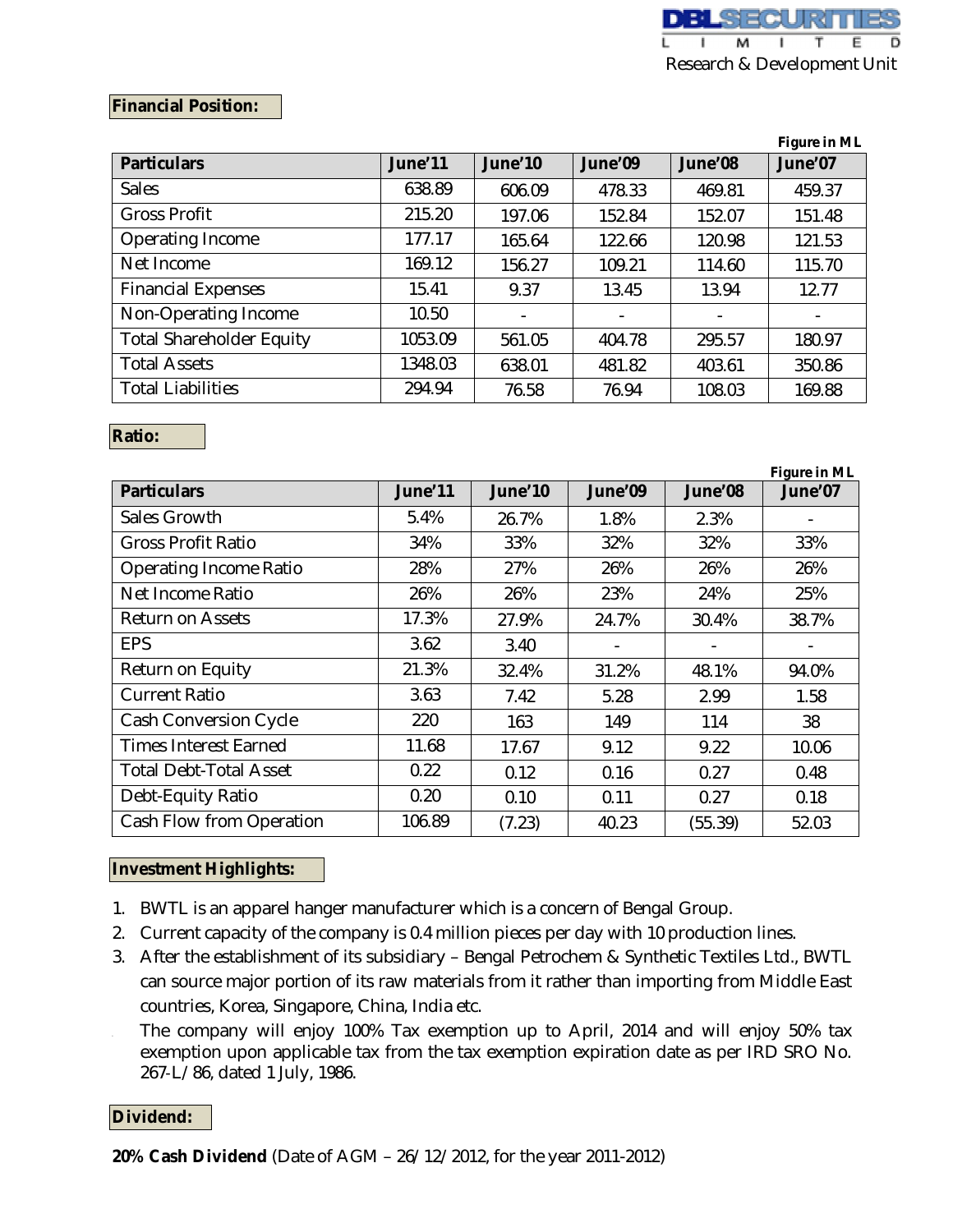**Financial Position:**

*Figure in ML*

| Particulars | June'11 | June'10 | June'09 | June'08 | June'07 |
|---|---|---|---|---|---|
| Sales | 638.89 | 606.09 | 478.33 | 469.81 | 459.37 |
| Gross Profit | 215.20 | 197.06 | 152.84 | 152.07 | 151.48 |
| Operating Income | 177.17 | 165.64 | 122.66 | 120.98 | 121.53 |
| Net Income | 169.12 | 156.27 | 109.21 | 114.60 | 115.70 |
| Financial Expenses | 15.41 | 9.37 | 13.45 | 13.94 | 12.77 |
| Non-Operating Income | 10.50 | - | - | - | - |
| Total Shareholder Equity | 1053.09 | 561.05 | 404.78 | 295.57 | 180.97 |
| Total Assets | 1348.03 | 638.01 | 481.82 | 403.61 | 350.86 |
| Total Liabilities | 294.94 | 76.58 | 76.94 | 108.03 | 169.88 |

**Ratio:**

*Figure in ML*

| Particulars | June'11 | June'10 | June'09 | June'08 | June'07 |
|---|---|---|---|---|---|
| Sales Growth | 5.4% | 26.7% | 1.8% | 2.3% | - |
| Gross Profit Ratio | 34% | 33% | 32% | 32% | 33% |
| Operating Income Ratio | 28% | 27% | 26% | 26% | 26% |
| Net Income Ratio | 26% | 26% | 23% | 24% | 25% |
| Return on Assets | 17.3% | 27.9% | 24.7% | 30.4% | 38.7% |
| EPS | 3.62 | 3.40 | - | - | - |
| Return on Equity | 21.3% | 32.4% | 31.2% | 48.1% | 94.0% |
| Current Ratio | 3.63 | 7.42 | 5.28 | 2.99 | 1.58 |
| Cash Conversion Cycle | 220 | 163 | 149 | 114 | 38 |
| Times Interest Earned | 11.68 | 17.67 | 9.12 | 9.22 | 10.06 |
| Total Debt-Total Asset | 0.22 | 0.12 | 0.16 | 0.27 | 0.48 |
| Debt-Equity Ratio | 0.20 | 0.10 | 0.11 | 0.27 | 0.18 |
| Cash Flow from Operation | 106.89 | (7.23) | 40.23 | (55.39) | 52.03 |

**Investment Highlights:**

1. BWTL is an apparel hanger manufacturer which is a concern of Bengal Group.
2. Current capacity of the company is 0.4 million pieces per day with 10 production lines.
3. After the establishment of its subsidiary – Bengal Petrochem & Synthetic Textiles Ltd., BWTL can source major portion of its raw materials from it rather than importing from Middle East countries, Korea, Singapore, China, India etc.
4. The company will enjoy 100% Tax exemption up to April, 2014 and will enjoy 50% tax exemption upon applicable tax from the tax exemption expiration date as per IRD SRO No. 267-L/86, dated 1 July, 1986.

**Dividend:**

**20% Cash Dividend** (Date of AGM – 26/12/2012, for the year 2011-2012)